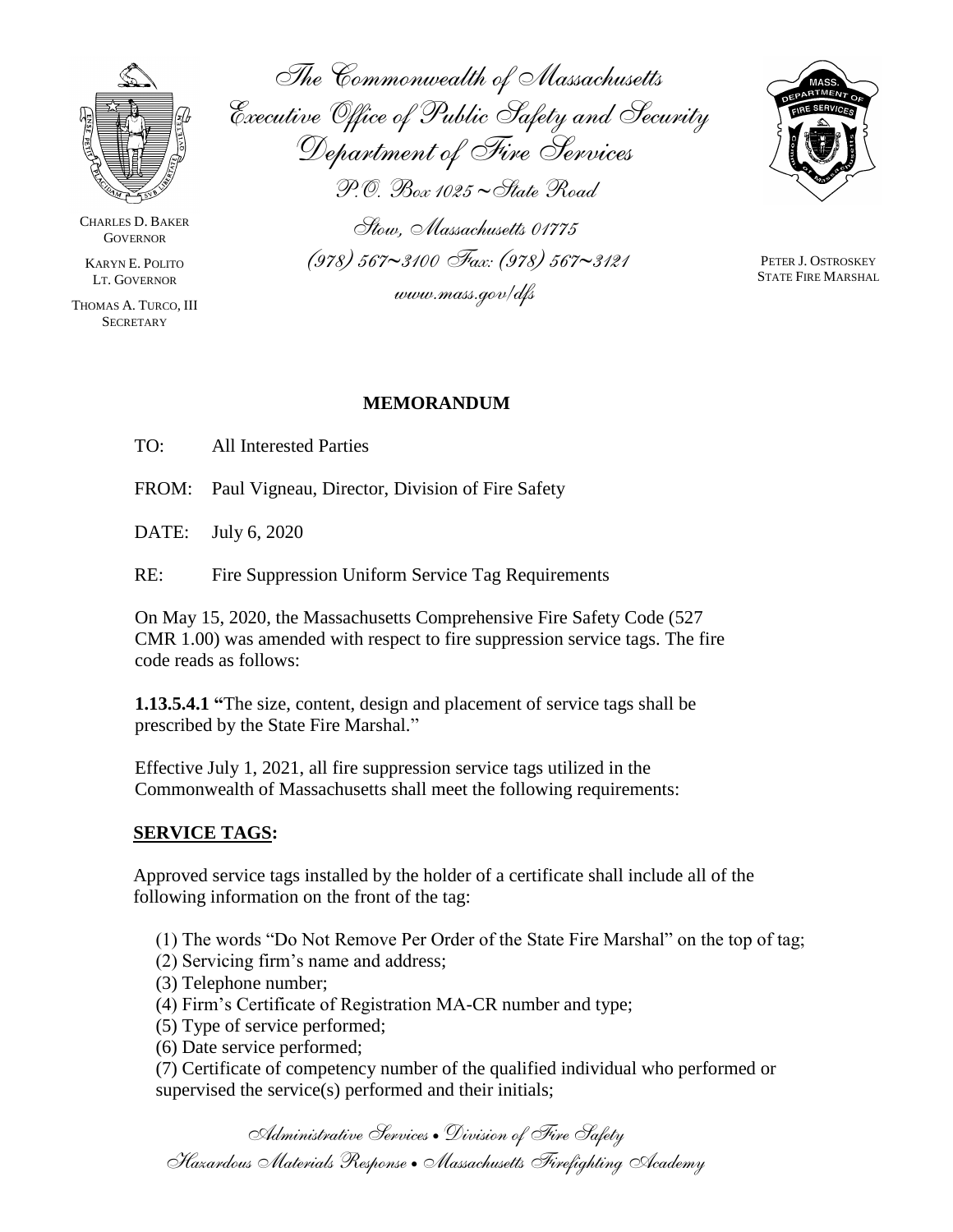The Commonwealth of Massachusetts
Executive Office of Public Safety and Security
Department of Fire Services
P.O. Box 1025 ~ State Road
Stow, Massachusetts 01775
(978) 567~3100 Fax: (978) 567~3121
www.mass.gov/dfs

CHARLES D. BAKER
GOVERNOR

KARYN E. POLITO
LT. GOVERNOR

THOMAS A. TURCO, III
SECRETARY

PETER J. OSTROSKEY
STATE FIRE MARSHAL

## MEMORANDUM

TO: All Interested Parties

FROM: Paul Vigneau, Director, Division of Fire Safety

DATE: July 6, 2020

RE: Fire Suppression Uniform Service Tag Requirements

On May 15, 2020, the Massachusetts Comprehensive Fire Safety Code (527 CMR 1.00) was amended with respect to fire suppression service tags. The fire code reads as follows:

**1.13.5.4.1** "The size, content, design and placement of service tags shall be prescribed by the State Fire Marshal."

Effective July 1, 2021, all fire suppression service tags utilized in the Commonwealth of Massachusetts shall meet the following requirements:

**SERVICE TAGS:**

Approved service tags installed by the holder of a certificate shall include all of the following information on the front of the tag:

(1) The words "Do Not Remove Per Order of the State Fire Marshal" on the top of tag;
(2) Servicing firm's name and address;
(3) Telephone number;
(4) Firm's Certificate of Registration MA-CR number and type;
(5) Type of service performed;
(6) Date service performed;
(7) Certificate of competency number of the qualified individual who performed or supervised the service(s) performed and their initials;

Administrative Services • Division of Fire Safety
Hazardous Materials Response • Massachusetts Firefighting Academy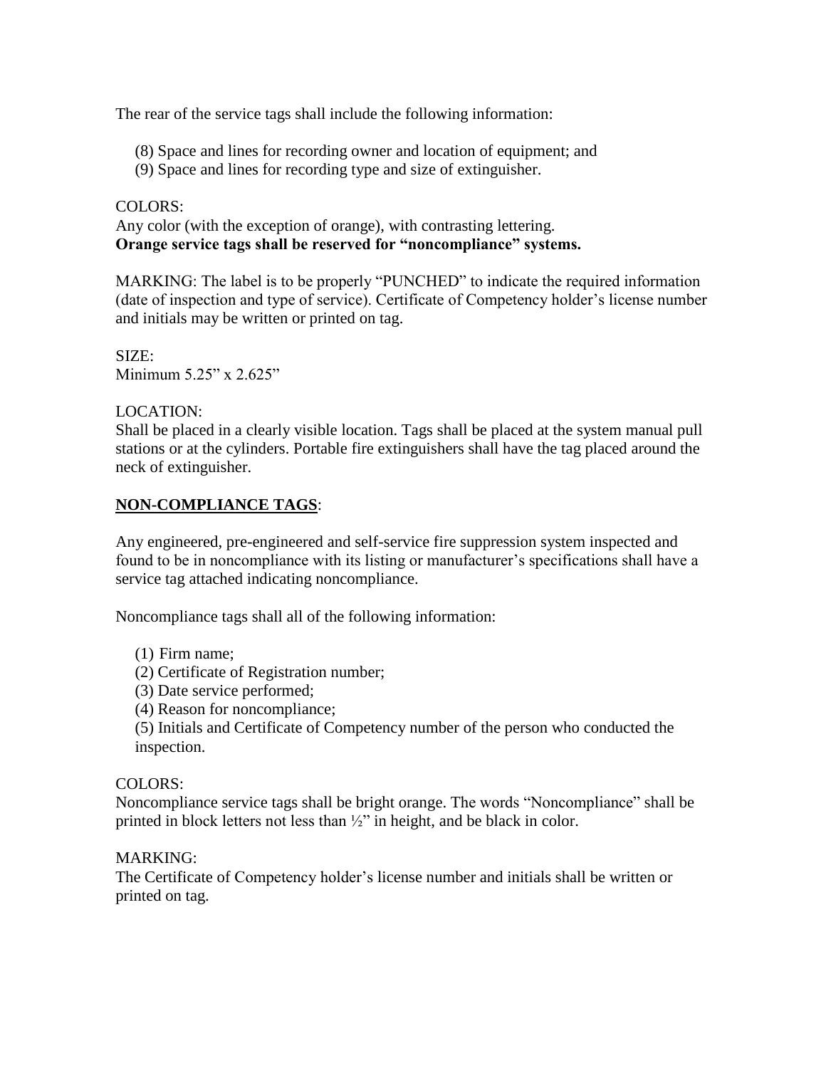The rear of the service tags shall include the following information:

(8) Space and lines for recording owner and location of equipment; and
(9) Space and lines for recording type and size of extinguisher.

COLORS:
Any color (with the exception of orange), with contrasting lettering.
**Orange service tags shall be reserved for "noncompliance" systems.**

MARKING: The label is to be properly "PUNCHED" to indicate the required information (date of inspection and type of service). Certificate of Competency holder's license number and initials may be written or printed on tag.

SIZE:
Minimum 5.25" x 2.625"

LOCATION:
Shall be placed in a clearly visible location. Tags shall be placed at the system manual pull stations or at the cylinders. Portable fire extinguishers shall have the tag placed around the neck of extinguisher.

**NON-COMPLIANCE TAGS**:

Any engineered, pre-engineered and self-service fire suppression system inspected and found to be in noncompliance with its listing or manufacturer's specifications shall have a service tag attached indicating noncompliance.

Noncompliance tags shall all of the following information:

(1) Firm name;
(2) Certificate of Registration number;
(3) Date service performed;
(4) Reason for noncompliance;
(5) Initials and Certificate of Competency number of the person who conducted the inspection.

COLORS:
Noncompliance service tags shall be bright orange. The words "Noncompliance" shall be printed in block letters not less than ½" in height, and be black in color.

MARKING:
The Certificate of Competency holder's license number and initials shall be written or printed on tag.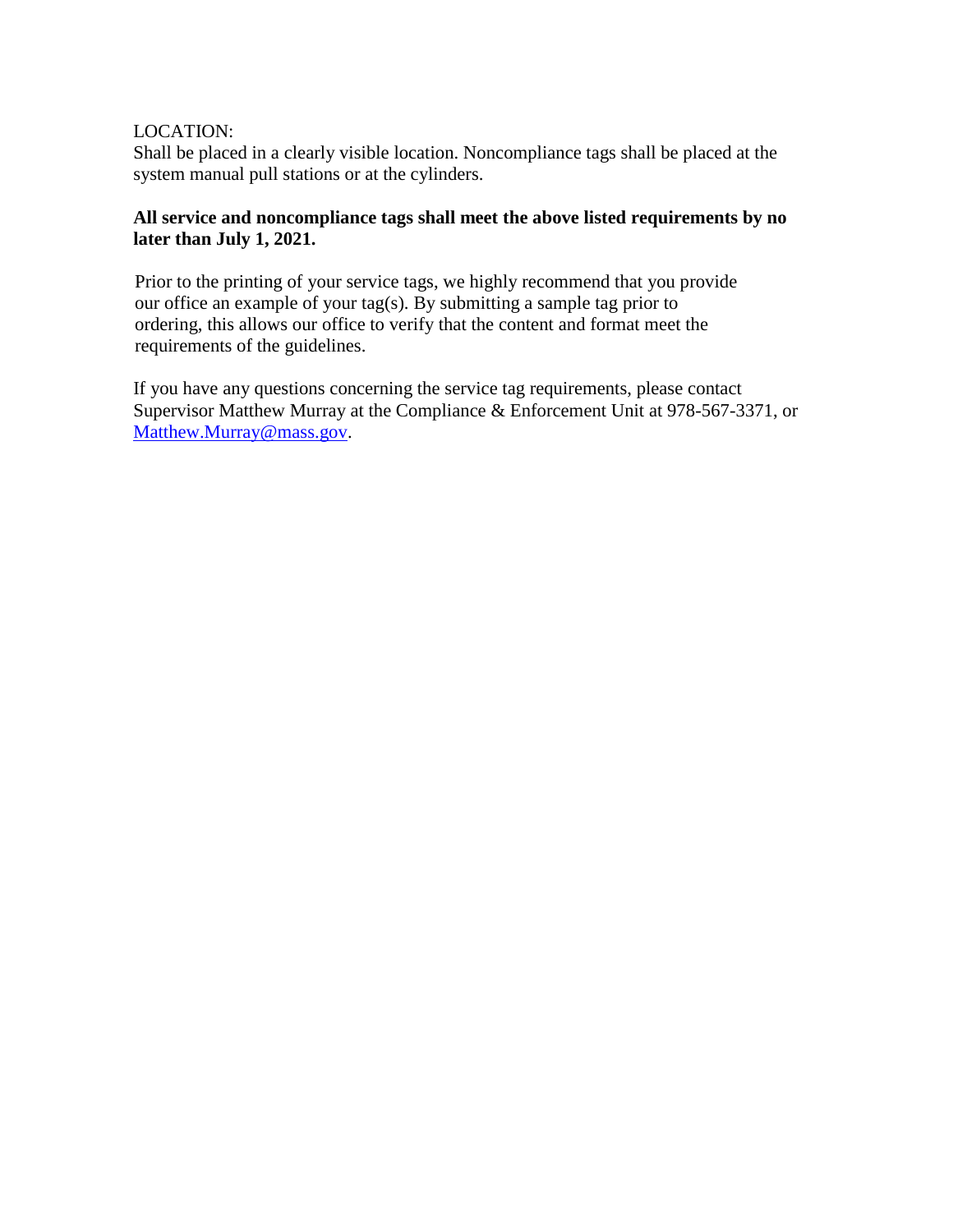LOCATION:
Shall be placed in a clearly visible location. Noncompliance tags shall be placed at the system manual pull stations or at the cylinders.

**All service and noncompliance tags shall meet the above listed requirements by no later than July 1, 2021.**

Prior to the printing of your service tags, we highly recommend that you provide our office an example of your tag(s). By submitting a sample tag prior to ordering, this allows our office to verify that the content and format meet the requirements of the guidelines.

If you have any questions concerning the service tag requirements, please contact Supervisor Matthew Murray at the Compliance & Enforcement Unit at 978-567-3371, or [Matthew.Murray@mass.gov](mailto:Matthew.Murray@mass.gov).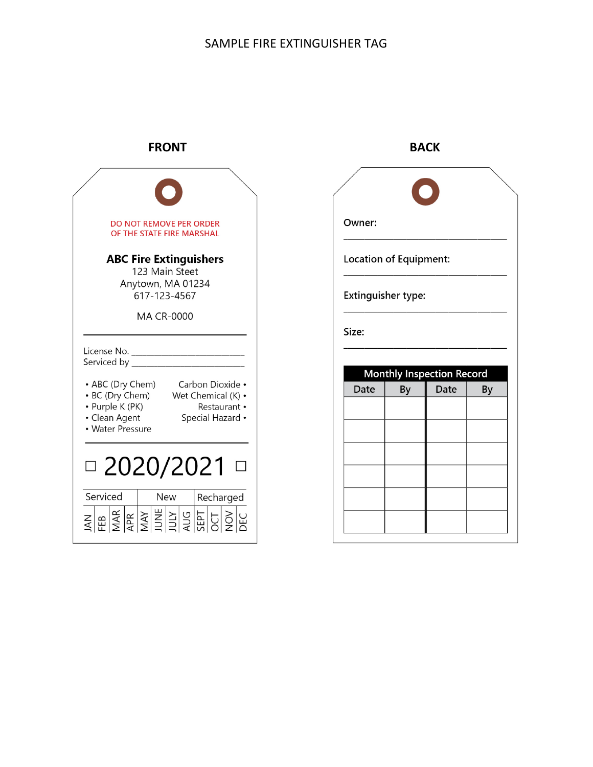SAMPLE FIRE EXTINGUISHER TAG

## FRONT

DO NOT REMOVE PER ORDER OF THE STATE FIRE MARSHAL

**ABC Fire Extinguishers**
123 Main Steet
Anytown, MA 01234
617-123-4567

MA CR-0000

License No. ______________________
Serviced by ______________________

- ABC (Dry Chem)
- BC (Dry Chem)
- Purple K (PK)
- Clean Agent
- Water Pressure
- Carbon Dioxide
- Wet Chemical (K)
- Restaurant
- Special Hazard

☐ 2020/2021 ☐

| Serviced | New | Recharged |
|---|---|---|

| JAN | FEB | MAR | APR | MAY | JUNE | JULY | AUG | SEPT | OCT | NOV | DEC |
|---|---|---|---|---|---|---|---|---|---|---|---|

## BACK

Owner: ______________________

Location of Equipment: ______________________

Extinguisher type: ______________________

Size: ______________________

**Monthly Inspection Record**

| Date | By | Date | By |
|---|---|---|---|
| | | | |
| | | | |
| | | | |
| | | | |
| | | | |
| | | | |